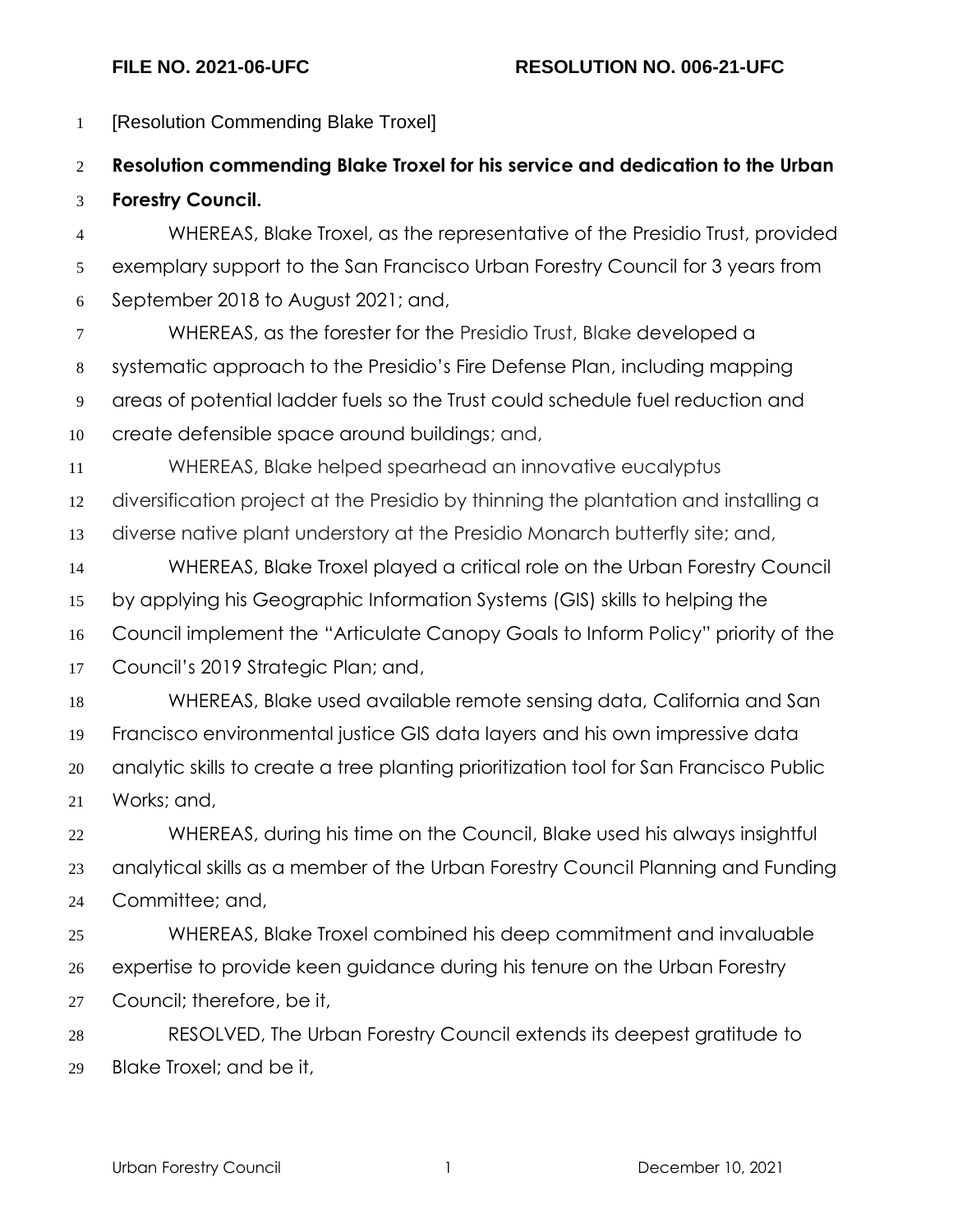**FILE NO. 2021-06-UFC** **RESOLUTION NO. 006-21-UFC**

[Resolution Commending Blake Troxel]

**Resolution commending Blake Troxel for his service and dedication to the Urban Forestry Council.**

WHEREAS, Blake Troxel, as the representative of the Presidio Trust, provided exemplary support to the San Francisco Urban Forestry Council for 3 years from September 2018 to August 2021; and,

WHEREAS, as the forester for the Presidio Trust, Blake developed a systematic approach to the Presidio's Fire Defense Plan, including mapping areas of potential ladder fuels so the Trust could schedule fuel reduction and create defensible space around buildings; and,

WHEREAS, Blake helped spearhead an innovative eucalyptus diversification project at the Presidio by thinning the plantation and installing a diverse native plant understory at the Presidio Monarch butterfly site; and,

WHEREAS, Blake Troxel played a critical role on the Urban Forestry Council by applying his Geographic Information Systems (GIS) skills to helping the Council implement the "Articulate Canopy Goals to Inform Policy" priority of the Council's 2019 Strategic Plan; and,

WHEREAS, Blake used available remote sensing data, California and San Francisco environmental justice GIS data layers and his own impressive data analytic skills to create a tree planting prioritization tool for San Francisco Public Works; and,

WHEREAS, during his time on the Council, Blake used his always insightful analytical skills as a member of the Urban Forestry Council Planning and Funding Committee; and,

WHEREAS, Blake Troxel combined his deep commitment and invaluable expertise to provide keen guidance during his tenure on the Urban Forestry Council; therefore, be it,

RESOLVED, The Urban Forestry Council extends its deepest gratitude to Blake Troxel; and be it,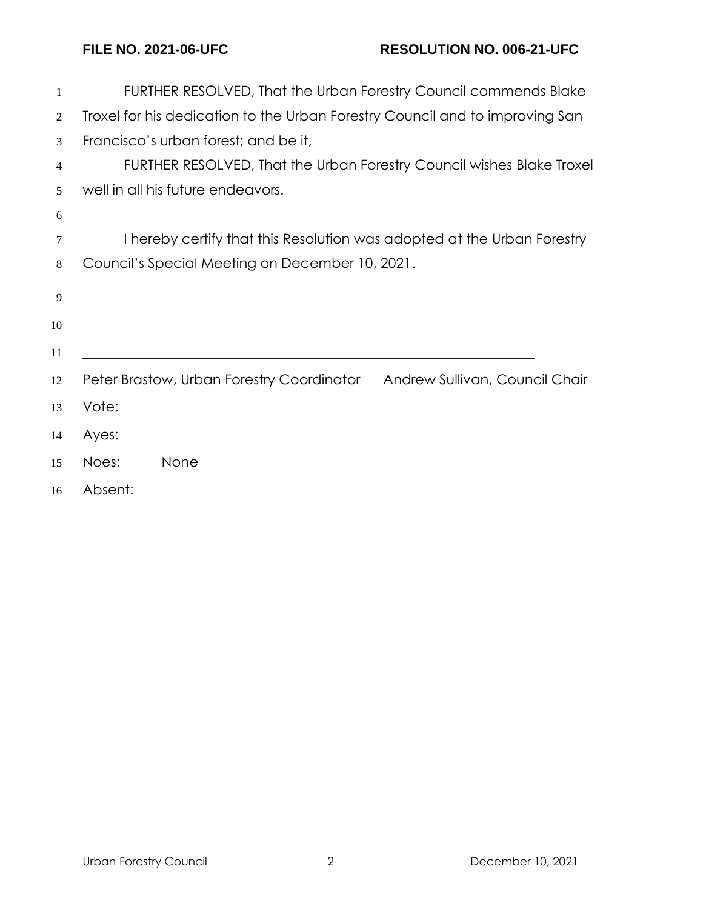FURTHER RESOLVED, That the Urban Forestry Council commends Blake Troxel for his dedication to the Urban Forestry Council and to improving San Francisco's urban forest; and be it,

FURTHER RESOLVED, That the Urban Forestry Council wishes Blake Troxel well in all his future endeavors.

I hereby certify that this Resolution was adopted at the Urban Forestry Council's Special Meeting on December 10, 2021.

\_\_\_\_\_\_\_\_\_\_\_\_\_\_\_\_\_\_\_\_\_\_\_\_\_\_\_\_\_\_\_\_\_\_\_\_\_\_\_\_\_\_\_\_\_\_\_\_\_\_\_\_\_\_\_\_\_\_\_\_

Peter Brastow, Urban Forestry Coordinator     Andrew Sullivan, Council Chair

Vote:

Ayes:

Noes: None

Absent: